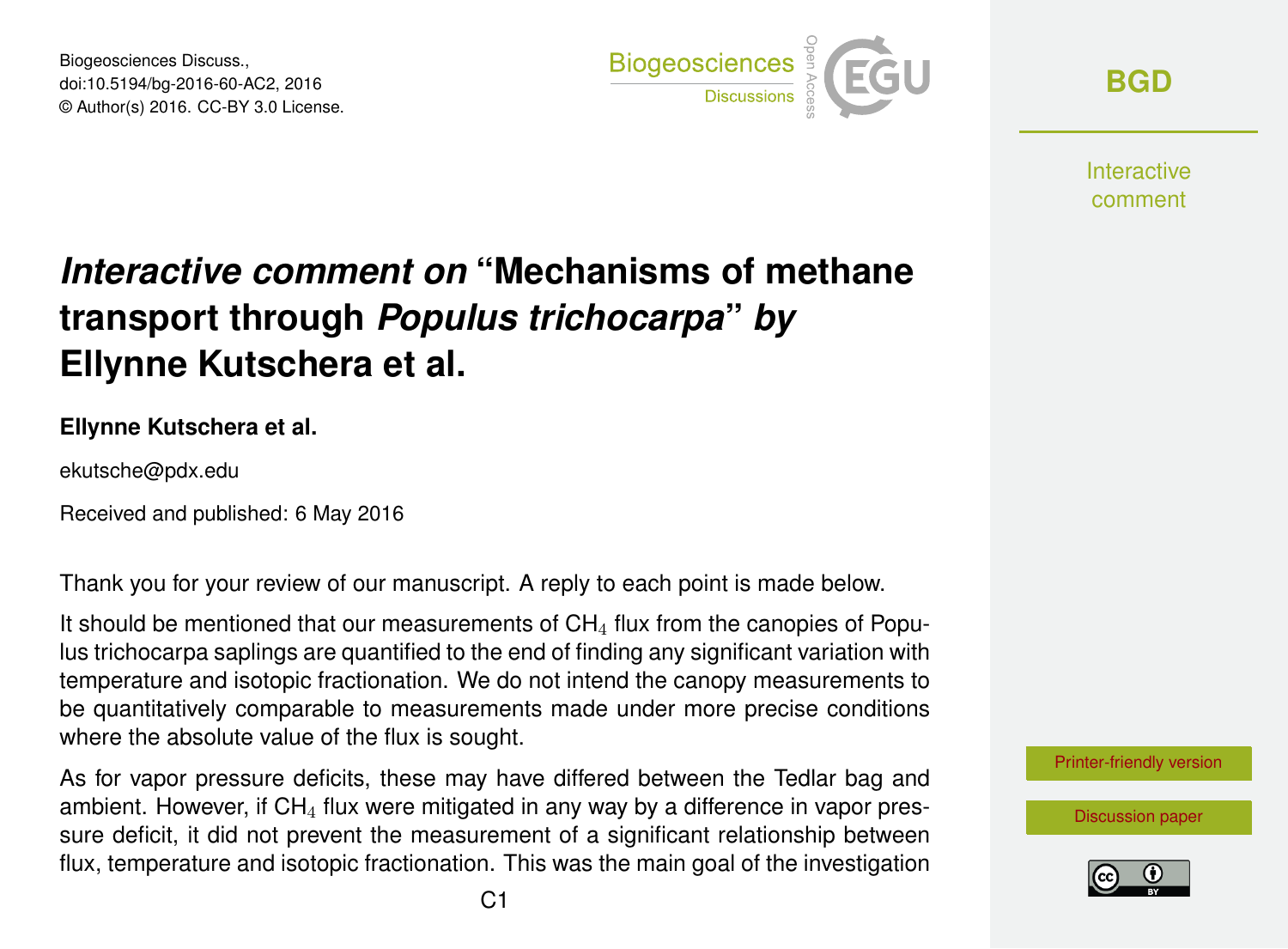# *Interactive comment on* "Mechanisms of methane transport through *Populus trichocarpa*" *by* Ellynne Kutschera et al.

**Ellynne Kutschera et al.**

ekutsche@pdx.edu

Received and published: 6 May 2016

Thank you for your review of our manuscript. A reply to each point is made below.

It should be mentioned that our measurements of $CH_4$ flux from the canopies of Populus trichocarpa saplings are quantified to the end of finding any significant variation with temperature and isotopic fractionation. We do not intend the canopy measurements to be quantitatively comparable to measurements made under more precise conditions where the absolute value of the flux is sought.

As for vapor pressure deficits, these may have differed between the Tedlar bag and ambient. However, if $CH_4$ flux were mitigated in any way by a difference in vapor pressure deficit, it did not prevent the measurement of a significant relationship between flux, temperature and isotopic fractionation. This was the main goal of the investigation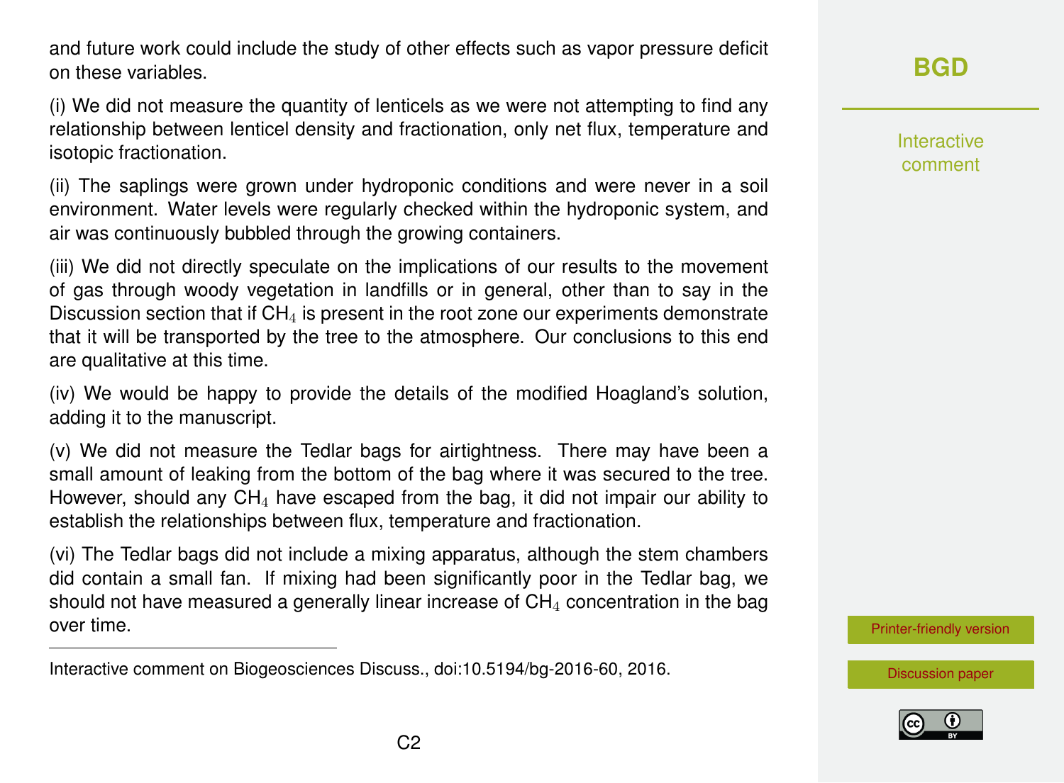and future work could include the study of other effects such as vapor pressure deficit on these variables.

(i) We did not measure the quantity of lenticels as we were not attempting to find any relationship between lenticel density and fractionation, only net flux, temperature and isotopic fractionation.

(ii) The saplings were grown under hydroponic conditions and were never in a soil environment. Water levels were regularly checked within the hydroponic system, and air was continuously bubbled through the growing containers.

(iii) We did not directly speculate on the implications of our results to the movement of gas through woody vegetation in landfills or in general, other than to say in the Discussion section that if $CH_4$ is present in the root zone our experiments demonstrate that it will be transported by the tree to the atmosphere. Our conclusions to this end are qualitative at this time.

(iv) We would be happy to provide the details of the modified Hoagland's solution, adding it to the manuscript.

(v) We did not measure the Tedlar bags for airtightness. There may have been a small amount of leaking from the bottom of the bag where it was secured to the tree. However, should any $CH_4$ have escaped from the bag, it did not impair our ability to establish the relationships between flux, temperature and fractionation.

(vi) The Tedlar bags did not include a mixing apparatus, although the stem chambers did contain a small fan. If mixing had been significantly poor in the Tedlar bag, we should not have measured a generally linear increase of $CH_4$ concentration in the bag over time.

---

Interactive comment on Biogeosciences Discuss., doi:10.5194/bg-2016-60, 2016.